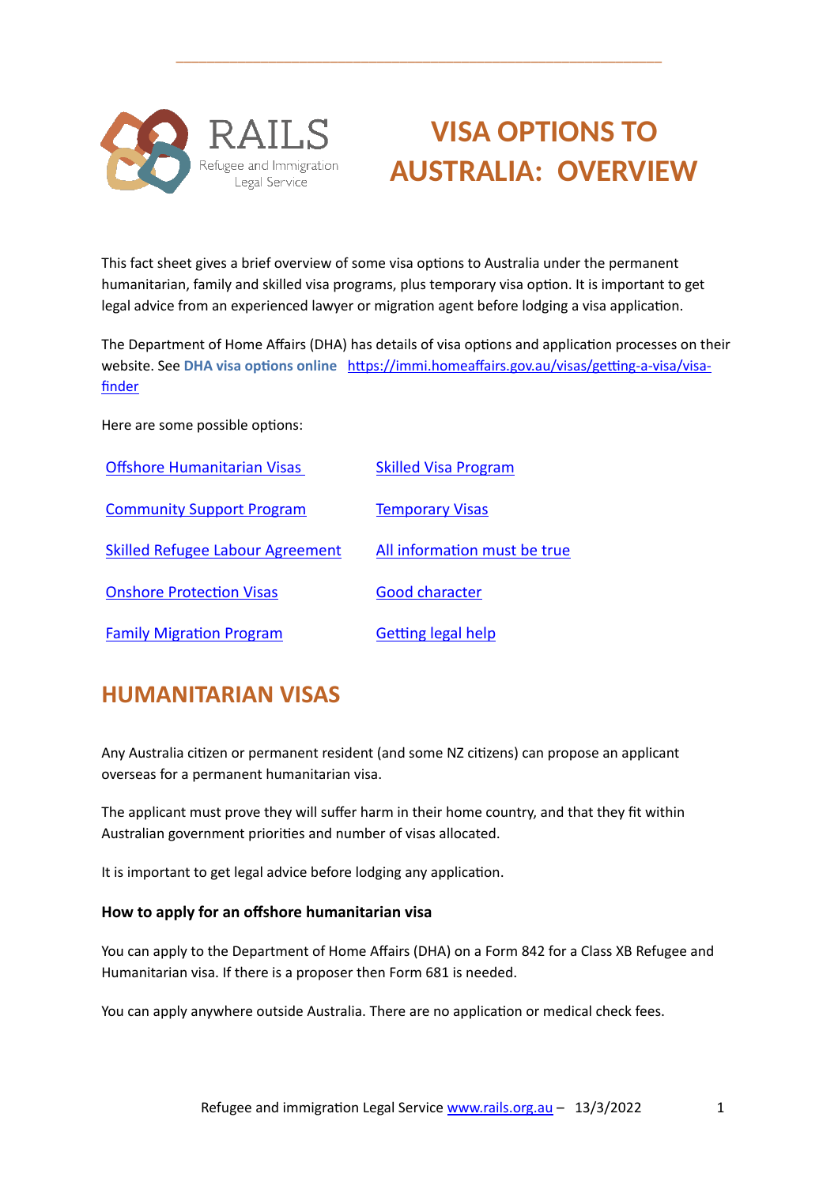RAILS
Refugee and Immigration Legal Service

# VISA OPTIONS TO AUSTRALIA: OVERVIEW

This fact sheet gives a brief overview of some visa options to Australia under the permanent humanitarian, family and skilled visa programs, plus temporary visa option. It is important to get legal advice from an experienced lawyer or migration agent before lodging a visa application.

The Department of Home Affairs (DHA) has details of visa options and application processes on their website. See **DHA visa options online** [https://immi.homeaffairs.gov.au/visas/getting-a-visa/visa-finder](https://immi.homeaffairs.gov.au/visas/getting-a-visa/visa-finder)

Here are some possible options:

- Offshore Humanitarian Visas
- Community Support Program
- Skilled Refugee Labour Agreement
- Onshore Protection Visas
- Family Migration Program
- Skilled Visa Program
- Temporary Visas
- All information must be true
- Good character
- Getting legal help

## HUMANITARIAN VISAS

Any Australia citizen or permanent resident (and some NZ citizens) can propose an applicant overseas for a permanent humanitarian visa.

The applicant must prove they will suffer harm in their home country, and that they fit within Australian government priorities and number of visas allocated.

It is important to get legal advice before lodging any application.

### How to apply for an offshore humanitarian visa

You can apply to the Department of Home Affairs (DHA) on a Form 842 for a Class XB Refugee and Humanitarian visa. If there is a proposer then Form 681 is needed.

You can apply anywhere outside Australia. There are no application or medical check fees.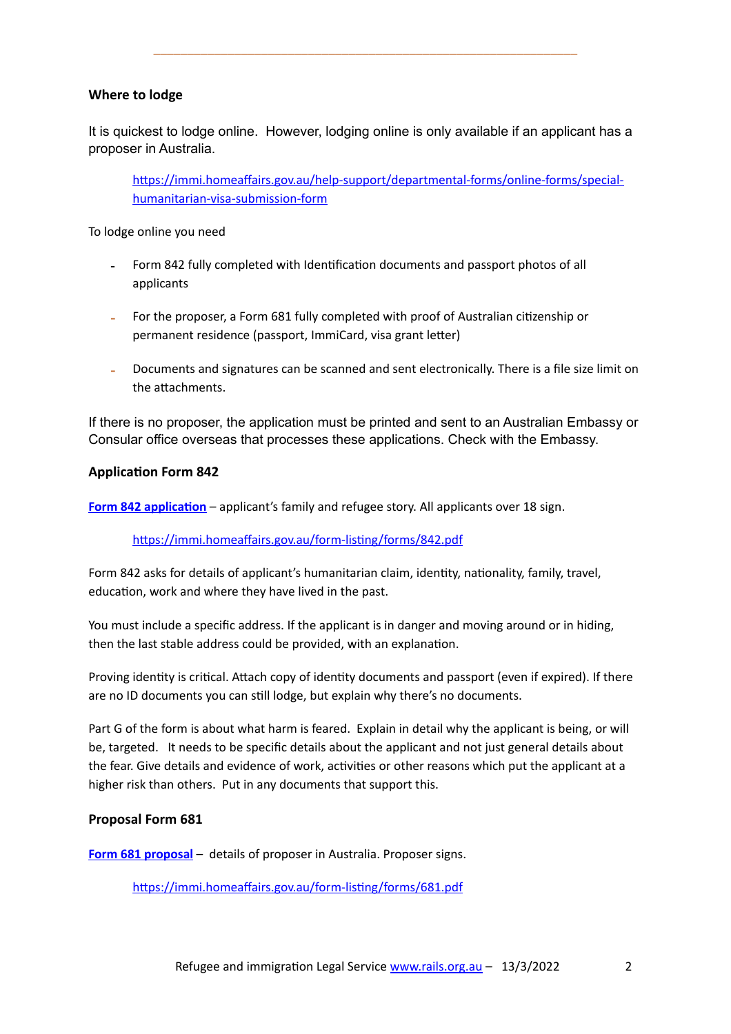**Where to lodge**

It is quickest to lodge online.  However, lodging online is only available if an applicant has a proposer in Australia.

> [https://immi.homeaffairs.gov.au/help-support/departmental-forms/online-forms/special-humanitarian-visa-submission-form](https://immi.homeaffairs.gov.au/help-support/departmental-forms/online-forms/special-humanitarian-visa-submission-form)

To lodge online you need

- Form 842 fully completed with Identification documents and passport photos of all applicants
- For the proposer, a Form 681 fully completed with proof of Australian citizenship or permanent residence (passport, ImmiCard, visa grant letter)
- Documents and signatures can be scanned and sent electronically. There is a file size limit on the attachments.

If there is no proposer, the application must be printed and sent to an Australian Embassy or Consular office overseas that processes these applications. Check with the Embassy.

**Application Form 842**

**[Form 842 application](https://immi.homeaffairs.gov.au/form-listing/forms/842.pdf)** – applicant's family and refugee story. All applicants over 18 sign.

> [https://immi.homeaffairs.gov.au/form-listing/forms/842.pdf](https://immi.homeaffairs.gov.au/form-listing/forms/842.pdf)

Form 842 asks for details of applicant's humanitarian claim, identity, nationality, family, travel, education, work and where they have lived in the past.

You must include a specific address. If the applicant is in danger and moving around or in hiding, then the last stable address could be provided, with an explanation.

Proving identity is critical. Attach copy of identity documents and passport (even if expired). If there are no ID documents you can still lodge, but explain why there's no documents.

Part G of the form is about what harm is feared.  Explain in detail why the applicant is being, or will be, targeted.   It needs to be specific details about the applicant and not just general details about the fear. Give details and evidence of work, activities or other reasons which put the applicant at a higher risk than others.  Put in any documents that support this.

**Proposal Form 681**

**[Form 681 proposal](https://immi.homeaffairs.gov.au/form-listing/forms/681.pdf)** –  details of proposer in Australia. Proposer signs.

> [https://immi.homeaffairs.gov.au/form-listing/forms/681.pdf](https://immi.homeaffairs.gov.au/form-listing/forms/681.pdf)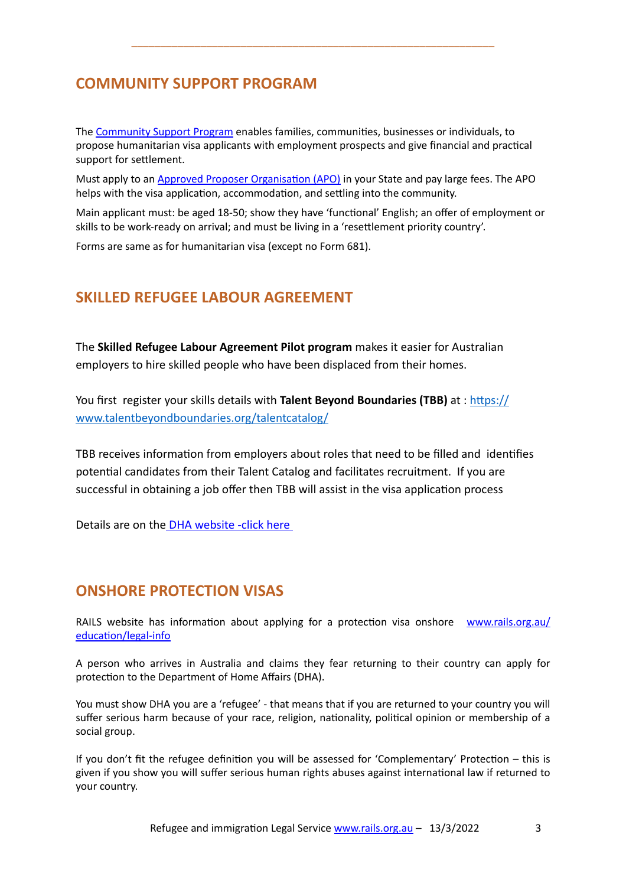## COMMUNITY SUPPORT PROGRAM

The [Community Support Program]() enables families, communities, businesses or individuals, to propose humanitarian visa applicants with employment prospects and give financial and practical support for settlement.

Must apply to an [Approved Proposer Organisation (APO)]() in your State and pay large fees. The APO helps with the visa application, accommodation, and settling into the community.

Main applicant must: be aged 18-50; show they have 'functional' English; an offer of employment or skills to be work-ready on arrival; and must be living in a 'resettlement priority country'.

Forms are same as for humanitarian visa (except no Form 681).

## SKILLED REFUGEE LABOUR AGREEMENT

The **Skilled Refugee Labour Agreement Pilot program** makes it easier for Australian employers to hire skilled people who have been displaced from their homes.

You first register your skills details with **Talent Beyond Boundaries (TBB)** at : [https://www.talentbeyondboundaries.org/talentcatalog/](https://www.talentbeyondboundaries.org/talentcatalog/)

TBB receives information from employers about roles that need to be filled and identifies potential candidates from their Talent Catalog and facilitates recruitment. If you are successful in obtaining a job offer then TBB will assist in the visa application process

Details are on the [DHA website -click here]()

## ONSHORE PROTECTION VISAS

RAILS website has information about applying for a protection visa onshore [www.rails.org.au/education/legal-info](www.rails.org.au/education/legal-info)

A person who arrives in Australia and claims they fear returning to their country can apply for protection to the Department of Home Affairs (DHA).

You must show DHA you are a 'refugee' - that means that if you are returned to your country you will suffer serious harm because of your race, religion, nationality, political opinion or membership of a social group.

If you don't fit the refugee definition you will be assessed for 'Complementary' Protection – this is given if you show you will suffer serious human rights abuses against international law if returned to your country.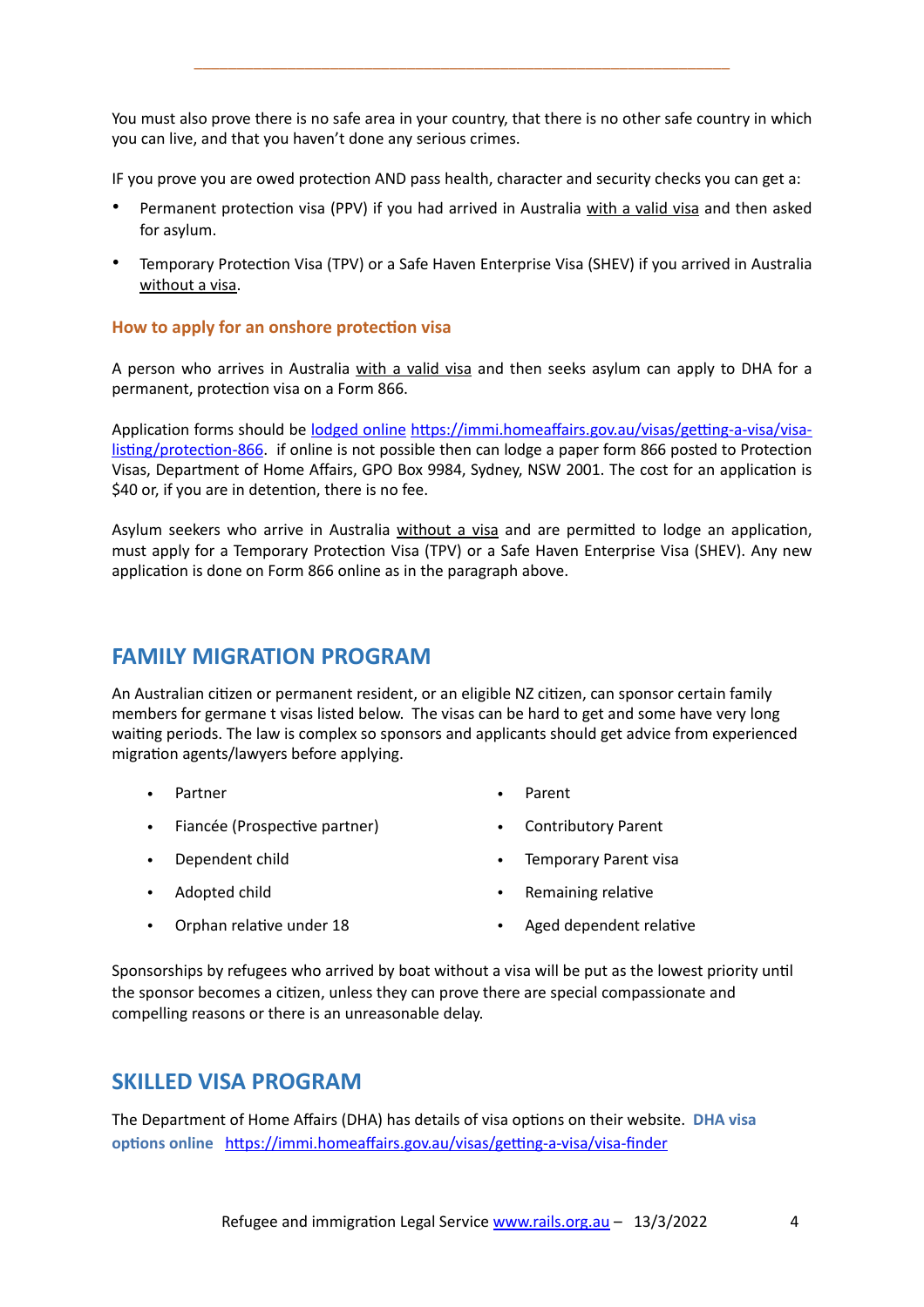You must also prove there is no safe area in your country, that there is no other safe country in which you can live, and that you haven't done any serious crimes.

IF you prove you are owed protection AND pass health, character and security checks you can get a:

- Permanent protection visa (PPV) if you had arrived in Australia with a valid visa and then asked for asylum.
- Temporary Protection Visa (TPV) or a Safe Haven Enterprise Visa (SHEV) if you arrived in Australia without a visa.

### How to apply for an onshore protection visa

A person who arrives in Australia with a valid visa and then seeks asylum can apply to DHA for a permanent, protection visa on a Form 866.

Application forms should be [lodged online](https://immi.homeaffairs.gov.au/visas/getting-a-visa/visa-listing/protection-866) https://immi.homeaffairs.gov.au/visas/getting-a-visa/visa-listing/protection-866. if online is not possible then can lodge a paper form 866 posted to Protection Visas, Department of Home Affairs, GPO Box 9984, Sydney, NSW 2001. The cost for an application is $40 or, if you are in detention, there is no fee.

Asylum seekers who arrive in Australia without a visa and are permitted to lodge an application, must apply for a Temporary Protection Visa (TPV) or a Safe Haven Enterprise Visa (SHEV). Any new application is done on Form 866 online as in the paragraph above.

## FAMILY MIGRATION PROGRAM

An Australian citizen or permanent resident, or an eligible NZ citizen, can sponsor certain family members for germane t visas listed below. The visas can be hard to get and some have very long waiting periods. The law is complex so sponsors and applicants should get advice from experienced migration agents/lawyers before applying.

- Partner
- Fiancée (Prospective partner)
- Dependent child
- Adopted child
- Orphan relative under 18
- Parent
- Contributory Parent
- Temporary Parent visa
- Remaining relative
- Aged dependent relative

Sponsorships by refugees who arrived by boat without a visa will be put as the lowest priority until the sponsor becomes a citizen, unless they can prove there are special compassionate and compelling reasons or there is an unreasonable delay.

## SKILLED VISA PROGRAM

The Department of Home Affairs (DHA) has details of visa options on their website. **DHA visa options online** https://immi.homeaffairs.gov.au/visas/getting-a-visa/visa-finder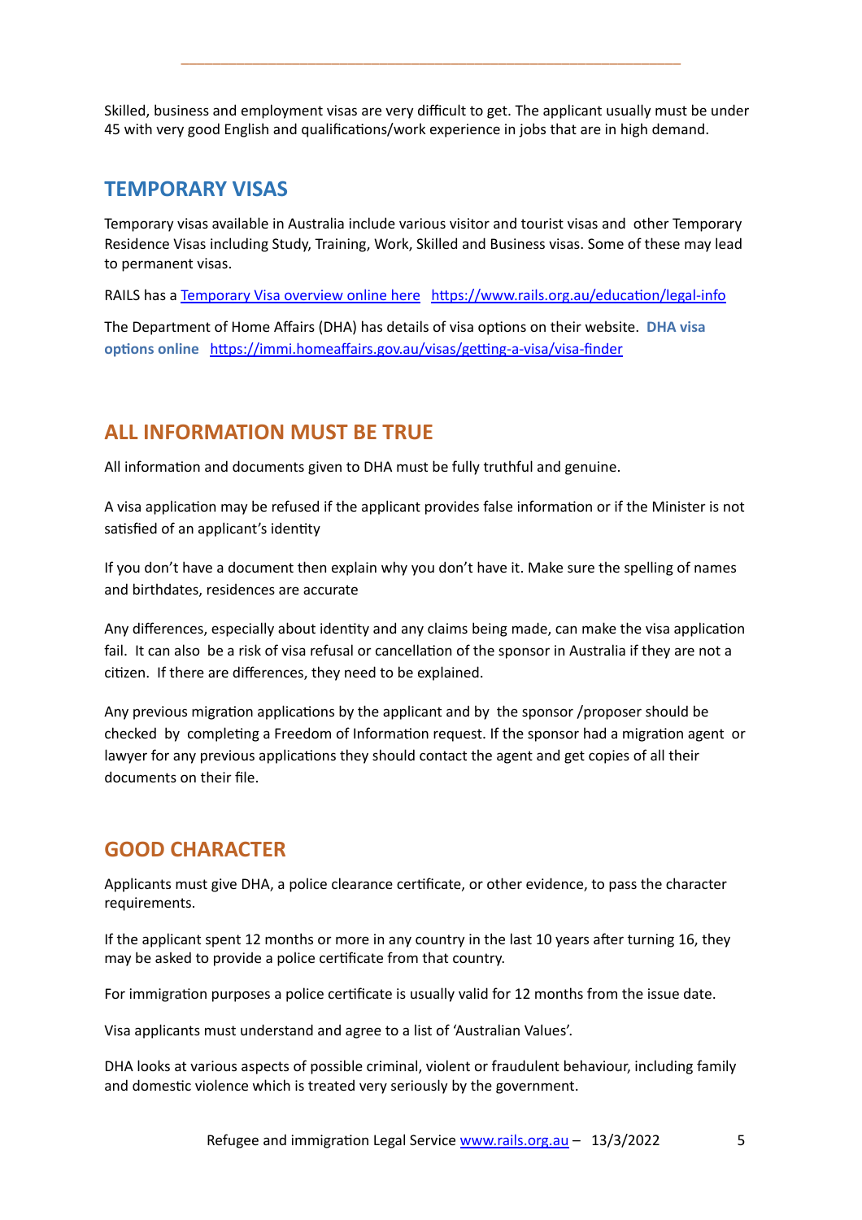Skilled, business and employment visas are very difficult to get. The applicant usually must be under 45 with very good English and qualifications/work experience in jobs that are in high demand.

## TEMPORARY VISAS

Temporary visas available in Australia include various visitor and tourist visas and other Temporary Residence Visas including Study, Training, Work, Skilled and Business visas. Some of these may lead to permanent visas.

RAILS has a [Temporary Visa overview online here](https://www.rails.org.au/education/legal-info) https://www.rails.org.au/education/legal-info

The Department of Home Affairs (DHA) has details of visa options on their website. **DHA visa options online** https://immi.homeaffairs.gov.au/visas/getting-a-visa/visa-finder

## ALL INFORMATION MUST BE TRUE

All information and documents given to DHA must be fully truthful and genuine.

A visa application may be refused if the applicant provides false information or if the Minister is not satisfied of an applicant's identity

If you don't have a document then explain why you don't have it. Make sure the spelling of names and birthdates, residences are accurate

Any differences, especially about identity and any claims being made, can make the visa application fail. It can also be a risk of visa refusal or cancellation of the sponsor in Australia if they are not a citizen. If there are differences, they need to be explained.

Any previous migration applications by the applicant and by the sponsor /proposer should be checked by completing a Freedom of Information request. If the sponsor had a migration agent or lawyer for any previous applications they should contact the agent and get copies of all their documents on their file.

## GOOD CHARACTER

Applicants must give DHA, a police clearance certificate, or other evidence, to pass the character requirements.

If the applicant spent 12 months or more in any country in the last 10 years after turning 16, they may be asked to provide a police certificate from that country.

For immigration purposes a police certificate is usually valid for 12 months from the issue date.

Visa applicants must understand and agree to a list of 'Australian Values'.

DHA looks at various aspects of possible criminal, violent or fraudulent behaviour, including family and domestic violence which is treated very seriously by the government.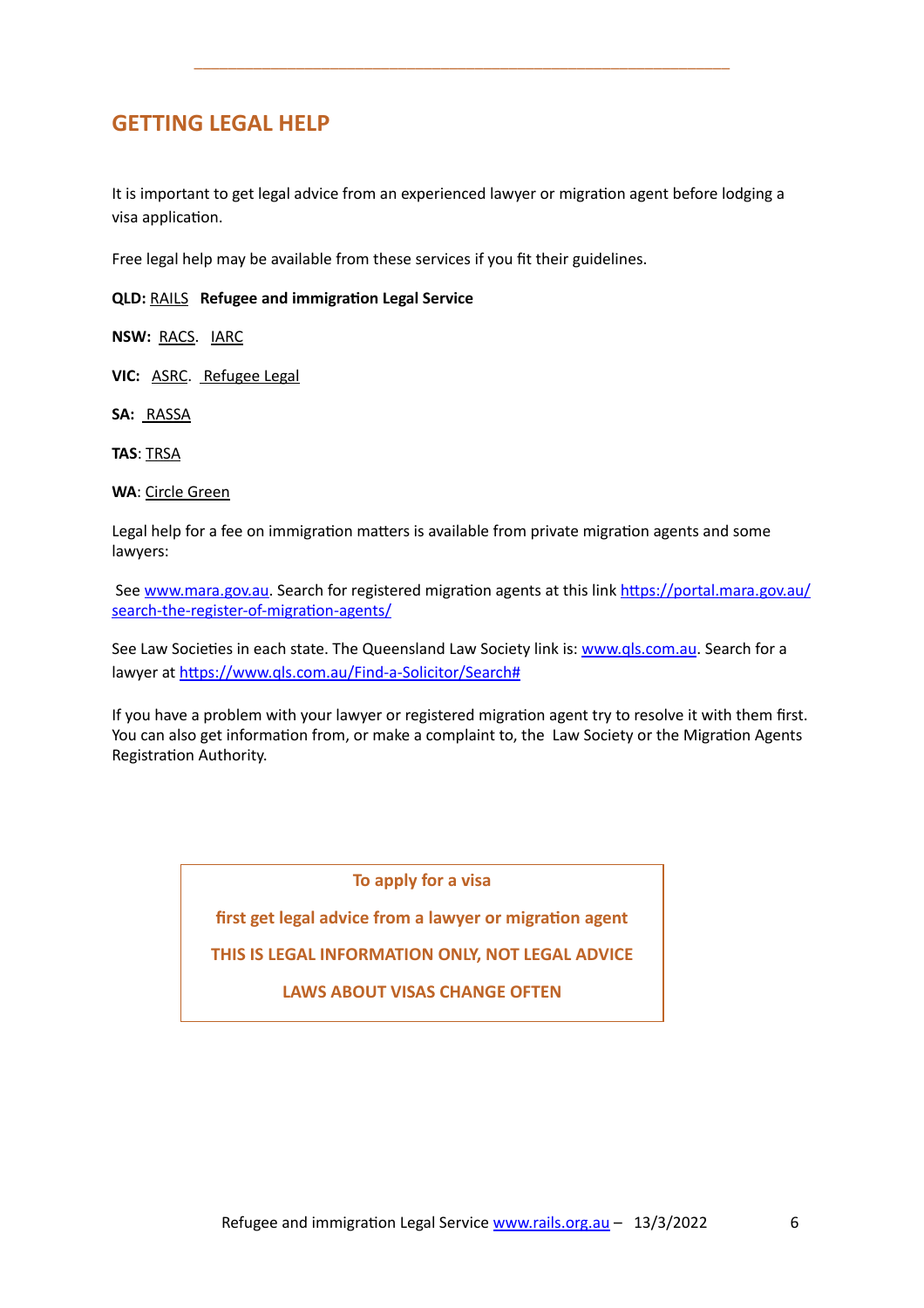## GETTING LEGAL HELP

It is important to get legal advice from an experienced lawyer or migration agent before lodging a visa application.

Free legal help may be available from these services if you fit their guidelines.

**QLD:** RAILS **Refugee and immigration Legal Service**

**NSW:** RACS. IARC

**VIC:** ASRC. Refugee Legal

**SA:** RASSA

**TAS**: TRSA

**WA**: Circle Green

Legal help for a fee on immigration matters is available from private migration agents and some lawyers:

See www.mara.gov.au. Search for registered migration agents at this link https://portal.mara.gov.au/search-the-register-of-migration-agents/

See Law Societies in each state. The Queensland Law Society link is: www.qls.com.au. Search for a lawyer at https://www.qls.com.au/Find-a-Solicitor/Search#

If you have a problem with your lawyer or registered migration agent try to resolve it with them first. You can also get information from, or make a complaint to, the Law Society or the Migration Agents Registration Authority.

**To apply for a visa**

**first get legal advice from a lawyer or migration agent**

**THIS IS LEGAL INFORMATION ONLY, NOT LEGAL ADVICE**

**LAWS ABOUT VISAS CHANGE OFTEN**